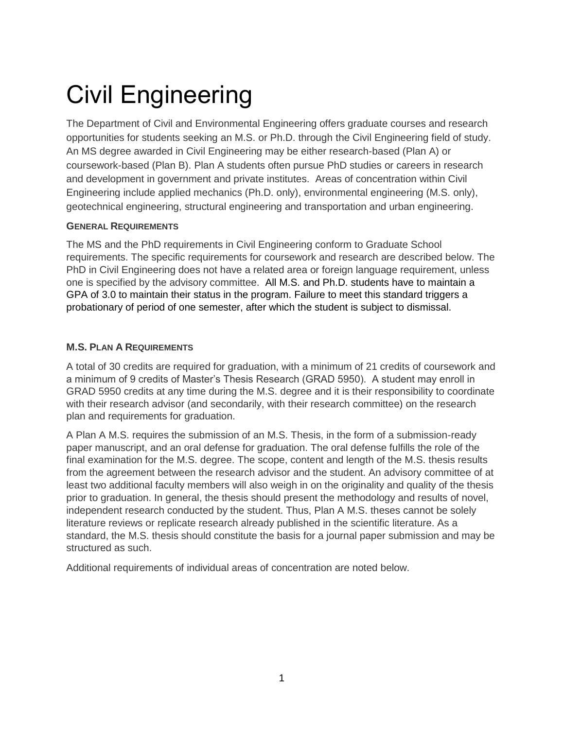# Civil Engineering

The Department of Civil and Environmental Engineering offers graduate courses and research opportunities for students seeking an M.S. or Ph.D. through the Civil Engineering field of study. An MS degree awarded in Civil Engineering may be either research-based (Plan A) or coursework-based (Plan B). Plan A students often pursue PhD studies or careers in research and development in government and private institutes. Areas of concentration within Civil Engineering include applied mechanics (Ph.D. only), environmental engineering (M.S. only), geotechnical engineering, structural engineering and transportation and urban engineering.

### GENERAL REQUIREMENTS

The MS and the PhD requirements in Civil Engineering conform to Graduate School requirements. The specific requirements for coursework and research are described below. The PhD in Civil Engineering does not have a related area or foreign language requirement, unless one is specified by the advisory committee. All M.S. and Ph.D. students have to maintain a GPA of 3.0 to maintain their status in the program. Failure to meet this standard triggers a probationary of period of one semester, after which the student is subject to dismissal.

### M.S. PLAN A REQUIREMENTS

A total of 30 credits are required for graduation, with a minimum of 21 credits of coursework and a minimum of 9 credits of Master's Thesis Research (GRAD 5950). A student may enroll in GRAD 5950 credits at any time during the M.S. degree and it is their responsibility to coordinate with their research advisor (and secondarily, with their research committee) on the research plan and requirements for graduation.

A Plan A M.S. requires the submission of an M.S. Thesis, in the form of a submission-ready paper manuscript, and an oral defense for graduation. The oral defense fulfills the role of the final examination for the M.S. degree. The scope, content and length of the M.S. thesis results from the agreement between the research advisor and the student. An advisory committee of at least two additional faculty members will also weigh in on the originality and quality of the thesis prior to graduation. In general, the thesis should present the methodology and results of novel, independent research conducted by the student. Thus, Plan A M.S. theses cannot be solely literature reviews or replicate research already published in the scientific literature. As a standard, the M.S. thesis should constitute the basis for a journal paper submission and may be structured as such.

Additional requirements of individual areas of concentration are noted below.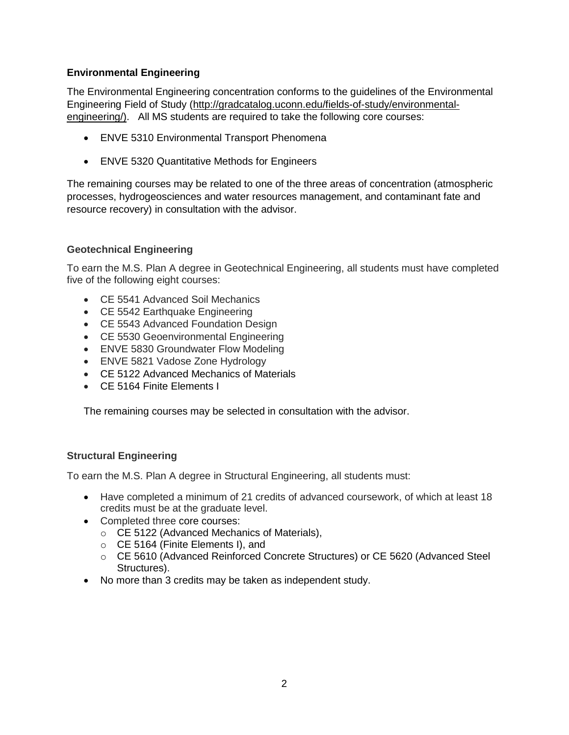**Environmental Engineering**

The Environmental Engineering concentration conforms to the guidelines of the Environmental Engineering Field of Study (http://gradcatalog.uconn.edu/fields-of-study/environmental-engineering/). All MS students are required to take the following core courses:

- ENVE 5310 Environmental Transport Phenomena
- ENVE 5320 Quantitative Methods for Engineers

The remaining courses may be related to one of the three areas of concentration (atmospheric processes, hydrogeosciences and water resources management, and contaminant fate and resource recovery) in consultation with the advisor.

**Geotechnical Engineering**

To earn the M.S. Plan A degree in Geotechnical Engineering, all students must have completed five of the following eight courses:

- CE 5541 Advanced Soil Mechanics
- CE 5542 Earthquake Engineering
- CE 5543 Advanced Foundation Design
- CE 5530 Geoenvironmental Engineering
- ENVE 5830 Groundwater Flow Modeling
- ENVE 5821 Vadose Zone Hydrology
- CE 5122 Advanced Mechanics of Materials
- CE 5164 Finite Elements I

The remaining courses may be selected in consultation with the advisor.

**Structural Engineering**

To earn the M.S. Plan A degree in Structural Engineering, all students must:

- Have completed a minimum of 21 credits of advanced coursework, of which at least 18 credits must be at the graduate level.
- Completed three core courses:
  - CE 5122 (Advanced Mechanics of Materials),
  - CE 5164 (Finite Elements I), and
  - CE 5610 (Advanced Reinforced Concrete Structures) or CE 5620 (Advanced Steel Structures).
- No more than 3 credits may be taken as independent study.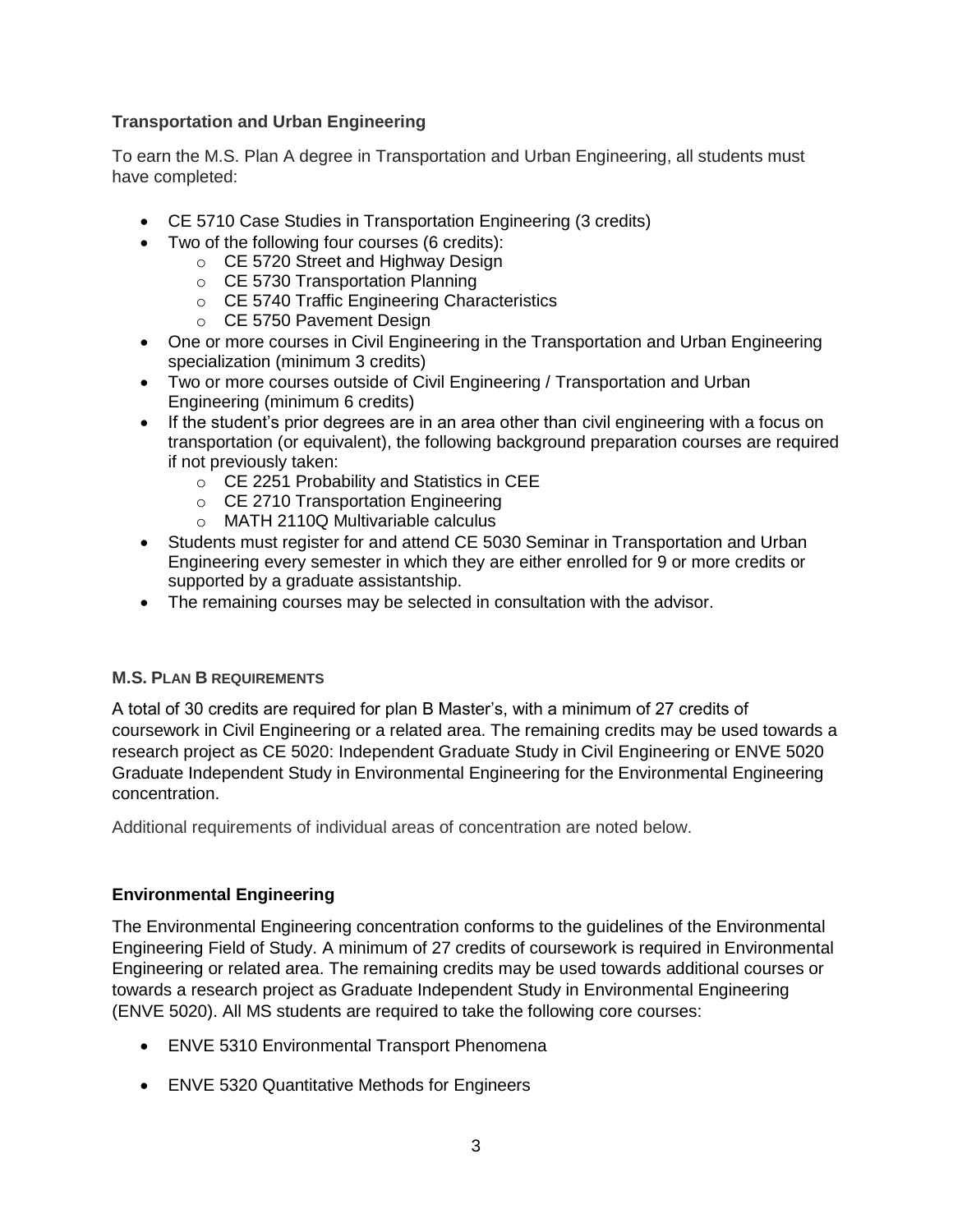### Transportation and Urban Engineering

To earn the M.S. Plan A degree in Transportation and Urban Engineering, all students must have completed:

- CE 5710 Case Studies in Transportation Engineering (3 credits)
- Two of the following four courses (6 credits):
  - CE 5720 Street and Highway Design
  - CE 5730 Transportation Planning
  - CE 5740 Traffic Engineering Characteristics
  - CE 5750 Pavement Design
- One or more courses in Civil Engineering in the Transportation and Urban Engineering specialization (minimum 3 credits)
- Two or more courses outside of Civil Engineering / Transportation and Urban Engineering (minimum 6 credits)
- If the student's prior degrees are in an area other than civil engineering with a focus on transportation (or equivalent), the following background preparation courses are required if not previously taken:
  - CE 2251 Probability and Statistics in CEE
  - CE 2710 Transportation Engineering
  - MATH 2110Q Multivariable calculus
- Students must register for and attend CE 5030 Seminar in Transportation and Urban Engineering every semester in which they are either enrolled for 9 or more credits or supported by a graduate assistantship.
- The remaining courses may be selected in consultation with the advisor.

## M.S. Plan B Requirements

A total of 30 credits are required for plan B Master's, with a minimum of 27 credits of coursework in Civil Engineering or a related area. The remaining credits may be used towards a research project as CE 5020: Independent Graduate Study in Civil Engineering or ENVE 5020 Graduate Independent Study in Environmental Engineering for the Environmental Engineering concentration.

Additional requirements of individual areas of concentration are noted below.

### Environmental Engineering

The Environmental Engineering concentration conforms to the guidelines of the Environmental Engineering Field of Study. A minimum of 27 credits of coursework is required in Environmental Engineering or related area. The remaining credits may be used towards additional courses or towards a research project as Graduate Independent Study in Environmental Engineering (ENVE 5020). All MS students are required to take the following core courses:

- ENVE 5310 Environmental Transport Phenomena
- ENVE 5320 Quantitative Methods for Engineers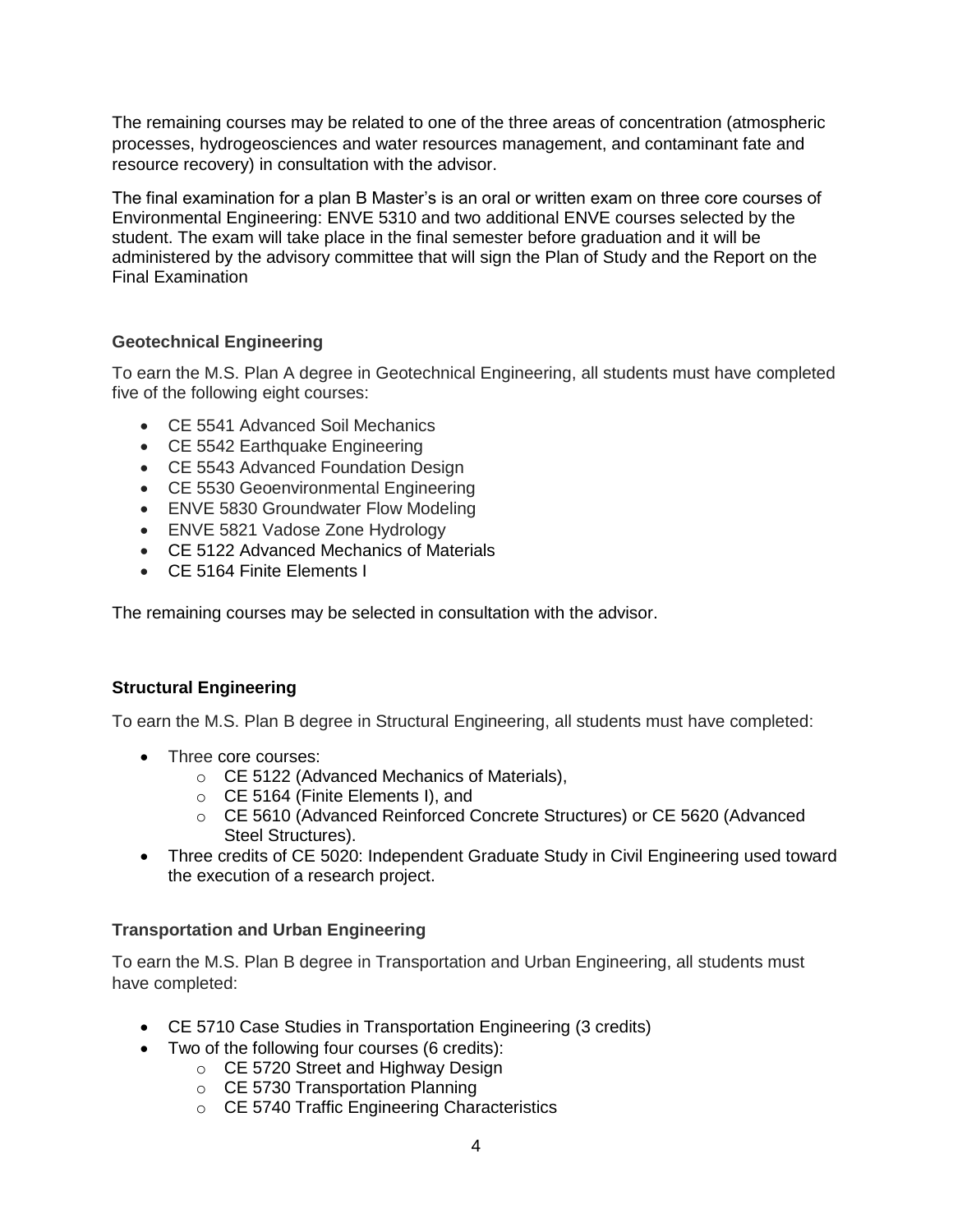The remaining courses may be related to one of the three areas of concentration (atmospheric processes, hydrogeosciences and water resources management, and contaminant fate and resource recovery) in consultation with the advisor.

The final examination for a plan B Master's is an oral or written exam on three core courses of Environmental Engineering: ENVE 5310 and two additional ENVE courses selected by the student. The exam will take place in the final semester before graduation and it will be administered by the advisory committee that will sign the Plan of Study and the Report on the Final Examination

### Geotechnical Engineering

To earn the M.S. Plan A degree in Geotechnical Engineering, all students must have completed five of the following eight courses:

- CE 5541 Advanced Soil Mechanics
- CE 5542 Earthquake Engineering
- CE 5543 Advanced Foundation Design
- CE 5530 Geoenvironmental Engineering
- ENVE 5830 Groundwater Flow Modeling
- ENVE 5821 Vadose Zone Hydrology
- CE 5122 Advanced Mechanics of Materials
- CE 5164 Finite Elements I

The remaining courses may be selected in consultation with the advisor.

### Structural Engineering

To earn the M.S. Plan B degree in Structural Engineering, all students must have completed:

- Three core courses:
  - CE 5122 (Advanced Mechanics of Materials),
  - CE 5164 (Finite Elements I), and
  - CE 5610 (Advanced Reinforced Concrete Structures) or CE 5620 (Advanced Steel Structures).
- Three credits of CE 5020: Independent Graduate Study in Civil Engineering used toward the execution of a research project.

### Transportation and Urban Engineering

To earn the M.S. Plan B degree in Transportation and Urban Engineering, all students must have completed:

- CE 5710 Case Studies in Transportation Engineering (3 credits)
- Two of the following four courses (6 credits):
  - CE 5720 Street and Highway Design
  - CE 5730 Transportation Planning
  - CE 5740 Traffic Engineering Characteristics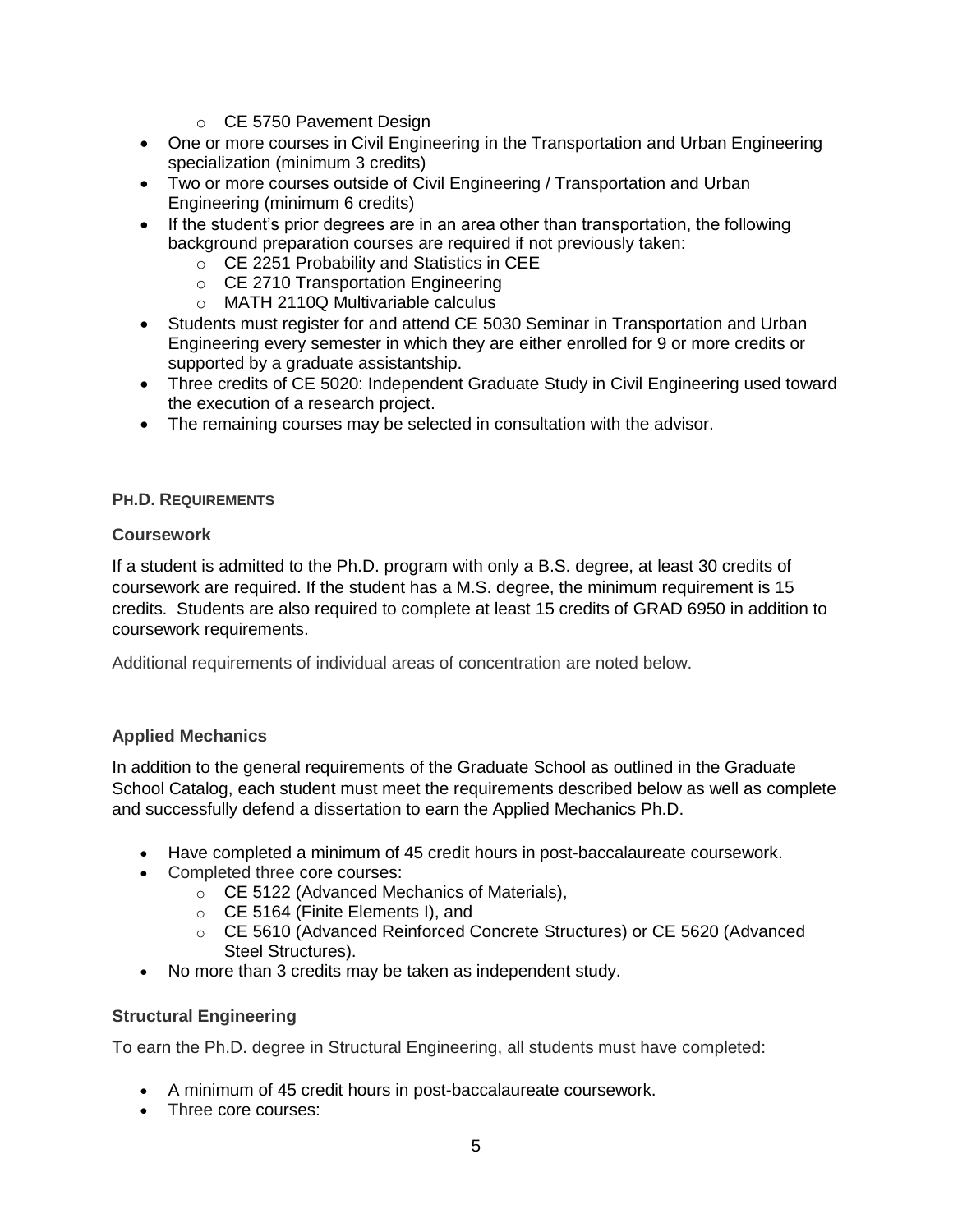- CE 5750 Pavement Design
- One or more courses in Civil Engineering in the Transportation and Urban Engineering specialization (minimum 3 credits)
- Two or more courses outside of Civil Engineering / Transportation and Urban Engineering (minimum 6 credits)
- If the student's prior degrees are in an area other than transportation, the following background preparation courses are required if not previously taken:
  - CE 2251 Probability and Statistics in CEE
  - CE 2710 Transportation Engineering
  - MATH 2110Q Multivariable calculus
- Students must register for and attend CE 5030 Seminar in Transportation and Urban Engineering every semester in which they are either enrolled for 9 or more credits or supported by a graduate assistantship.
- Three credits of CE 5020: Independent Graduate Study in Civil Engineering used toward the execution of a research project.
- The remaining courses may be selected in consultation with the advisor.

## PH.D. REQUIREMENTS

### Coursework

If a student is admitted to the Ph.D. program with only a B.S. degree, at least 30 credits of coursework are required. If the student has a M.S. degree, the minimum requirement is 15 credits. Students are also required to complete at least 15 credits of GRAD 6950 in addition to coursework requirements.

Additional requirements of individual areas of concentration are noted below.

### Applied Mechanics

In addition to the general requirements of the Graduate School as outlined in the Graduate School Catalog, each student must meet the requirements described below as well as complete and successfully defend a dissertation to earn the Applied Mechanics Ph.D.

- Have completed a minimum of 45 credit hours in post-baccalaureate coursework.
- Completed three core courses:
  - CE 5122 (Advanced Mechanics of Materials),
  - CE 5164 (Finite Elements I), and
  - CE 5610 (Advanced Reinforced Concrete Structures) or CE 5620 (Advanced Steel Structures).
- No more than 3 credits may be taken as independent study.

### Structural Engineering

To earn the Ph.D. degree in Structural Engineering, all students must have completed:

- A minimum of 45 credit hours in post-baccalaureate coursework.
- Three core courses: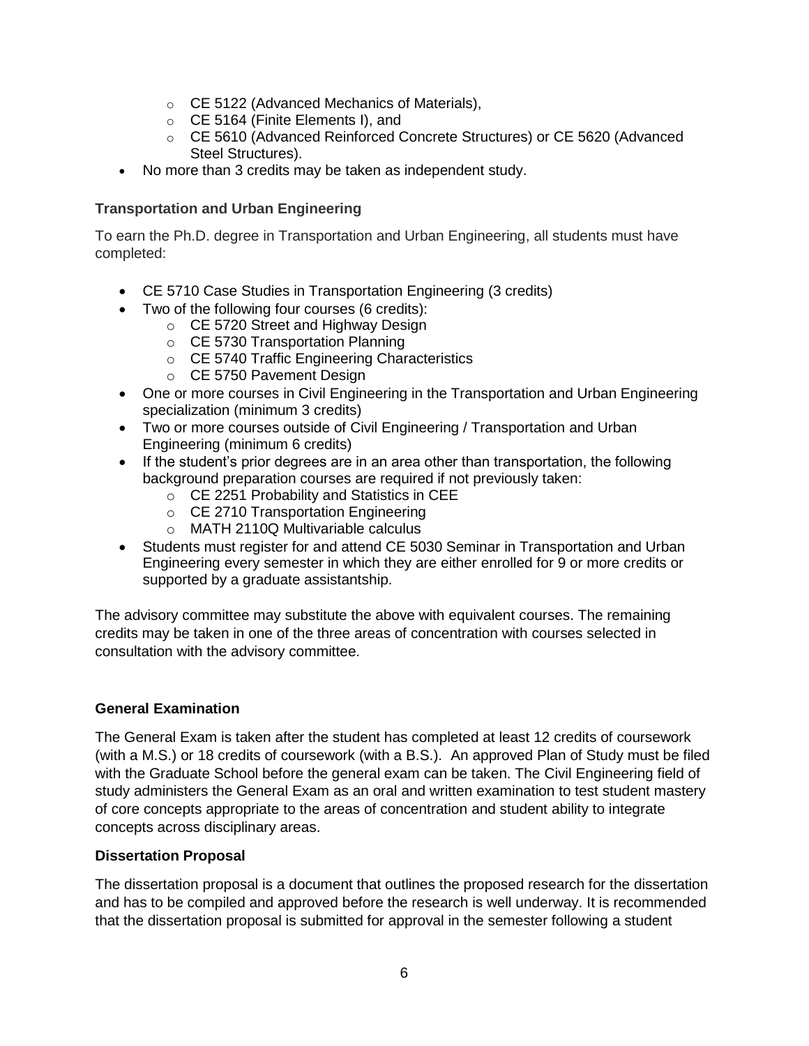- CE 5122 (Advanced Mechanics of Materials),
    - CE 5164 (Finite Elements I), and
    - CE 5610 (Advanced Reinforced Concrete Structures) or CE 5620 (Advanced Steel Structures).
- No more than 3 credits may be taken as independent study.

### Transportation and Urban Engineering

To earn the Ph.D. degree in Transportation and Urban Engineering, all students must have completed:

- CE 5710 Case Studies in Transportation Engineering (3 credits)
- Two of the following four courses (6 credits):
    - CE 5720 Street and Highway Design
    - CE 5730 Transportation Planning
    - CE 5740 Traffic Engineering Characteristics
    - CE 5750 Pavement Design
- One or more courses in Civil Engineering in the Transportation and Urban Engineering specialization (minimum 3 credits)
- Two or more courses outside of Civil Engineering / Transportation and Urban Engineering (minimum 6 credits)
- If the student's prior degrees are in an area other than transportation, the following background preparation courses are required if not previously taken:
    - CE 2251 Probability and Statistics in CEE
    - CE 2710 Transportation Engineering
    - MATH 2110Q Multivariable calculus
- Students must register for and attend CE 5030 Seminar in Transportation and Urban Engineering every semester in which they are either enrolled for 9 or more credits or supported by a graduate assistantship.

The advisory committee may substitute the above with equivalent courses. The remaining credits may be taken in one of the three areas of concentration with courses selected in consultation with the advisory committee.

### General Examination

The General Exam is taken after the student has completed at least 12 credits of coursework (with a M.S.) or 18 credits of coursework (with a B.S.). An approved Plan of Study must be filed with the Graduate School before the general exam can be taken. The Civil Engineering field of study administers the General Exam as an oral and written examination to test student mastery of core concepts appropriate to the areas of concentration and student ability to integrate concepts across disciplinary areas.

### Dissertation Proposal

The dissertation proposal is a document that outlines the proposed research for the dissertation and has to be compiled and approved before the research is well underway. It is recommended that the dissertation proposal is submitted for approval in the semester following a student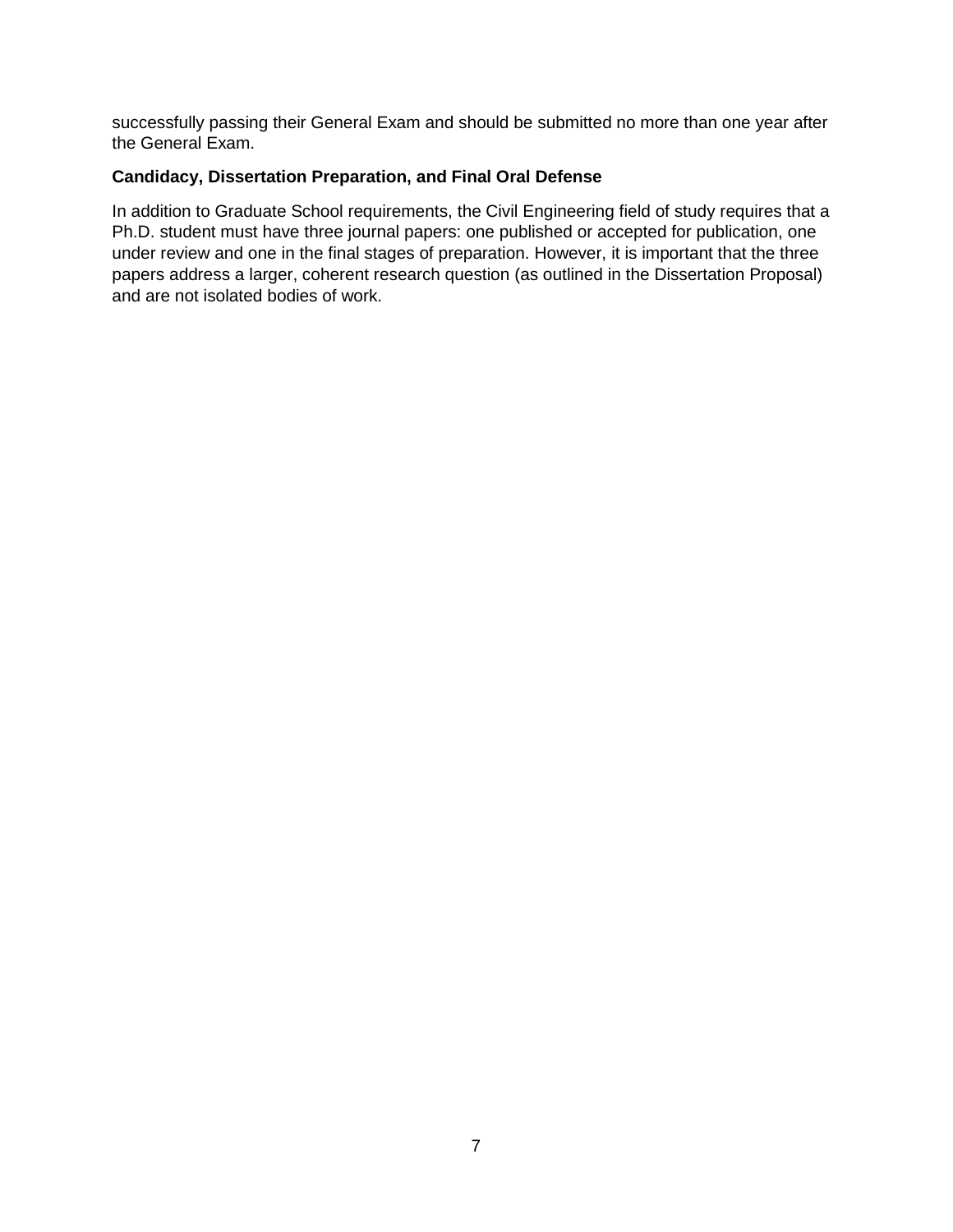successfully passing their General Exam and should be submitted no more than one year after the General Exam.

**Candidacy, Dissertation Preparation, and Final Oral Defense**

In addition to Graduate School requirements, the Civil Engineering field of study requires that a Ph.D. student must have three journal papers: one published or accepted for publication, one under review and one in the final stages of preparation. However, it is important that the three papers address a larger, coherent research question (as outlined in the Dissertation Proposal) and are not isolated bodies of work.